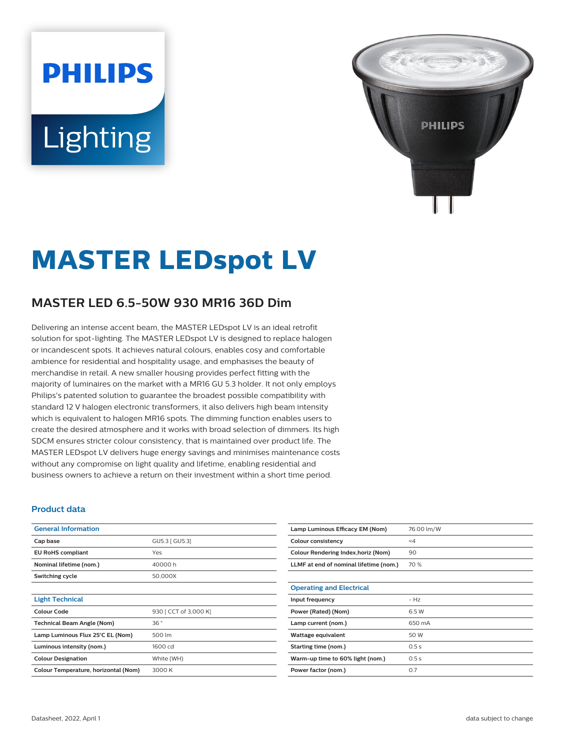PHILIPS

Lighting

# MASTER LEDspot LV

## MASTER LED 6.5-50W 930 MR16 36D Dim

Delivering an intense accent beam, the MASTER LEDspot LV is an ideal retrofit solution for spot-lighting. The MASTER LEDspot LV is designed to replace halogen or incandescent spots. It achieves natural colours, enables cosy and comfortable ambience for residential and hospitality usage, and emphasises the beauty of merchandise in retail. A new smaller housing provides perfect fitting with the majority of luminaires on the market with a MR16 GU 5.3 holder. It not only employs Philips's patented solution to guarantee the broadest possible compatibility with standard 12 V halogen electronic transformers, it also delivers high beam intensity which is equivalent to halogen MR16 spots. The dimming function enables users to create the desired atmosphere and it works with broad selection of dimmers. Its high SDCM ensures stricter colour consistency, that is maintained over product life. The MASTER LEDspot LV delivers huge energy savings and minimises maintenance costs without any compromise on light quality and lifetime, enabling residential and business owners to achieve a return on their investment within a short time period.

### Product data

| General Information | |
|---|---|
| Cap base | GU5.3 [ GU5.3] |
| EU RoHS compliant | Yes |
| Nominal lifetime (nom.) | 40000 h |
| Switching cycle | 50,000X |

| Light Technical | |
|---|---|
| Colour Code | 930 [ CCT of 3,000 K] |
| Technical Beam Angle (Nom) | 36 ° |
| Lamp Luminous Flux 25°C EL (Nom) | 500 lm |
| Luminous intensity (nom.) | 1600 cd |
| Colour Designation | White (WH) |
| Colour Temperature, horizontal (Nom) | 3000 K |
| Lamp Luminous Efficacy EM (Nom) | 76.00 lm/W |
| Colour consistency | <4 |
| Colour Rendering Index,horiz (Nom) | 90 |
| LLMF at end of nominal lifetime (nom.) | 70 % |

| Operating and Electrical | |
|---|---|
| Input frequency | - Hz |
| Power (Rated) (Nom) | 6.5 W |
| Lamp current (nom.) | 650 mA |
| Wattage equivalent | 50 W |
| Starting time (nom.) | 0.5 s |
| Warm-up time to 60% light (nom.) | 0.5 s |
| Power factor (nom.) | 0.7 |

Datasheet, 2022, April 1

data subject to change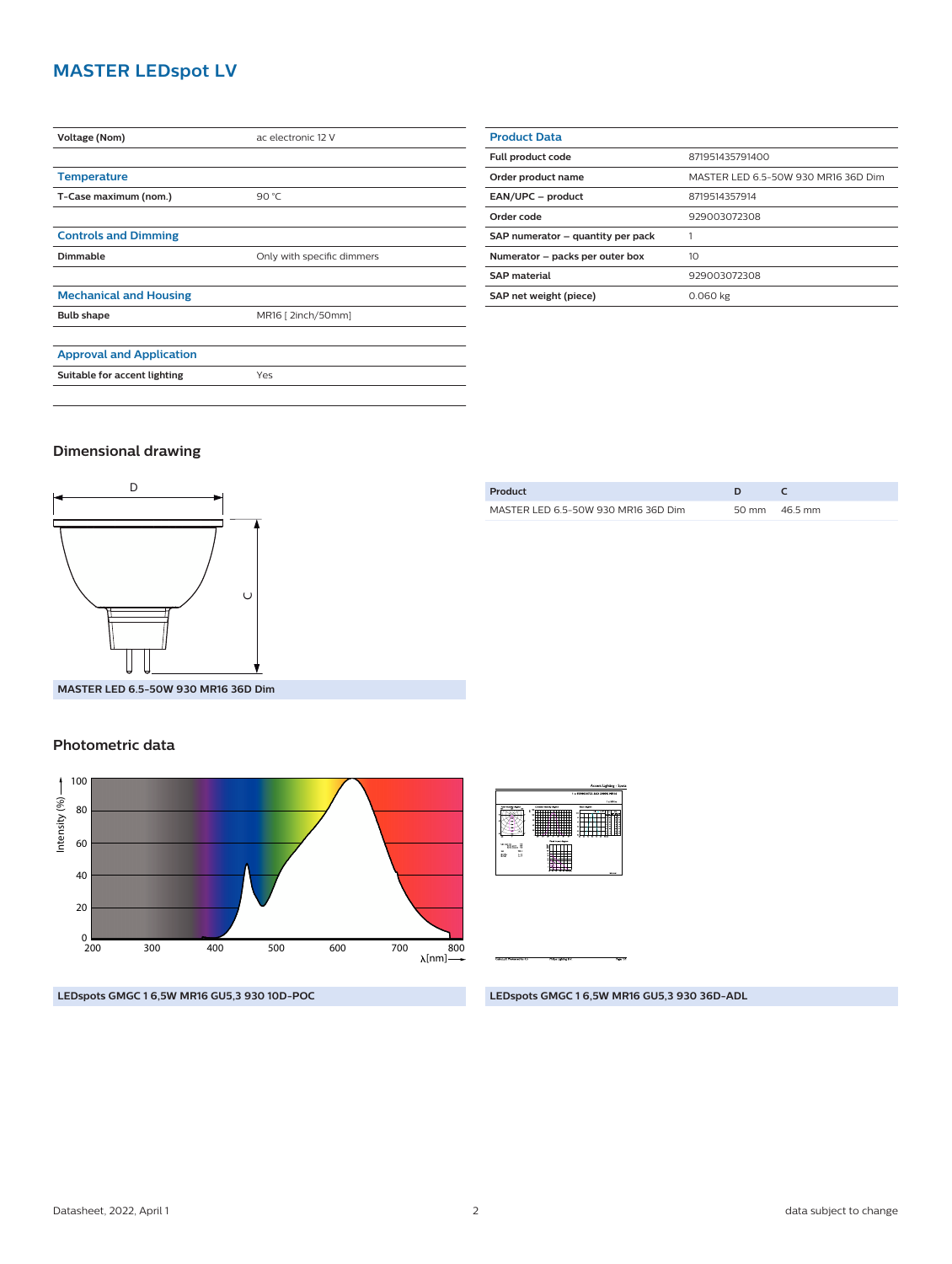# MASTER LEDspot LV

| | |
|---|---|
| **Voltage (Nom)** | ac electronic 12 V |

### Temperature

| | |
|---|---|
| **T-Case maximum (nom.)** | 90 °C |

### Controls and Dimming

| | |
|---|---|
| **Dimmable** | Only with specific dimmers |

### Mechanical and Housing

| | |
|---|---|
| **Bulb shape** | MR16 [ 2inch/50mm] |

### Approval and Application

| | |
|---|---|
| **Suitable for accent lighting** | Yes |

### Product Data

| | |
|---|---|
| **Full product code** | 871951435791400 |
| **Order product name** | MASTER LED 6.5-50W 930 MR16 36D Dim |
| **EAN/UPC – product** | 8719514357914 |
| **Order code** | 929003072308 |
| **SAP numerator – quantity per pack** | 1 |
| **Numerator – packs per outer box** | 10 |
| **SAP material** | 929003072308 |
| **SAP net weight (piece)** | 0.060 kg |

## Dimensional drawing

D

C

**MASTER LED 6.5-50W 930 MR16 36D Dim**

| Product | D | C |
|---|---|---|
| MASTER LED 6.5-50W 930 MR16 36D Dim | 50 mm | 46.5 mm |

## Photometric data

Intensity (%)

100
80
60
40
20
0

200 300 400 500 600 700 800

λ[nm]

**LEDspots GMGC 1 6,5W MR16 GU5,3 930 10D-POC**

**LEDspots GMGC 1 6,5W MR16 GU5,3 930 36D-ADL**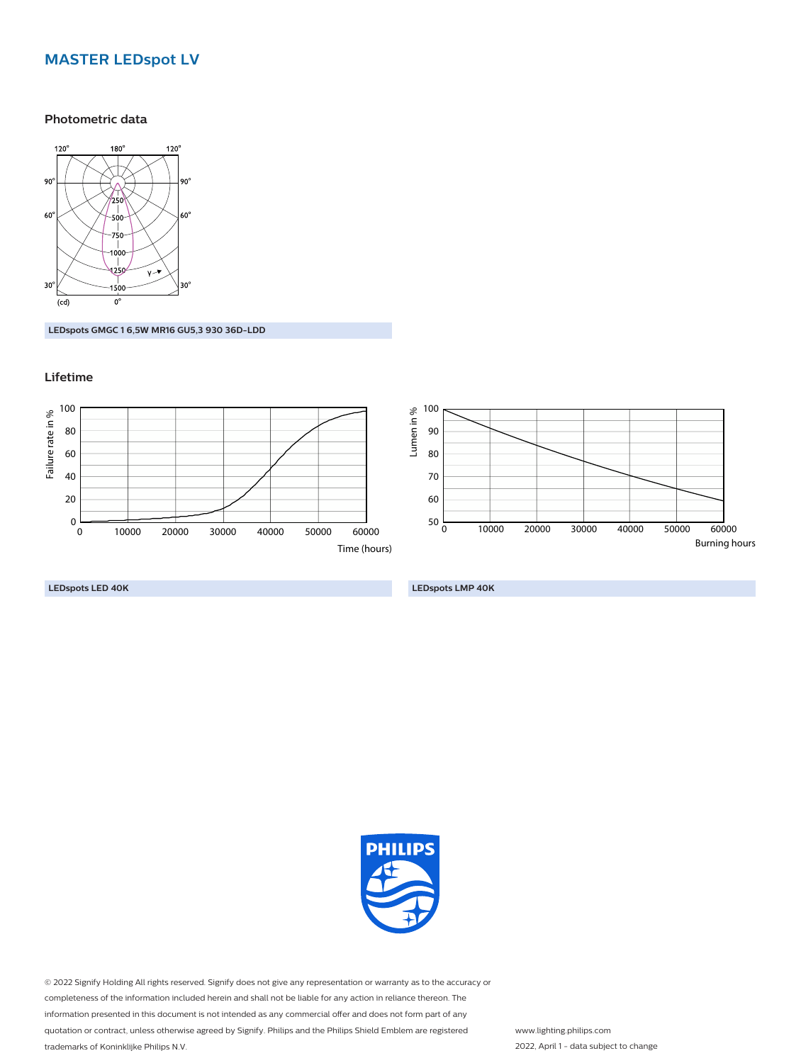# MASTER LEDspot LV

## Photometric data

120° 180° 120°

90° 90°

60° 60°

30° 30°

250
500
750
1000
1250
1500

γ

(cd) 0°

**LEDspots GMGC 1 6,5W MR16 GU5,3 930 36D-LDD**

## Lifetime

Failure rate in %

100
80
60
40
20
0

0 10000 20000 30000 40000 50000 60000

Time (hours)

**LEDspots LED 40K**

Lumen in %

100
90
80
70
60
50

0 10000 20000 30000 40000 50000 60000

Burning hours

**LEDspots LMP 40K**

© 2022 Signify Holding All rights reserved. Signify does not give any representation or warranty as to the accuracy or completeness of the information included herein and shall not be liable for any action in reliance thereon. The information presented in this document is not intended as any commercial offer and does not form part of any quotation or contract, unless otherwise agreed by Signify. Philips and the Philips Shield Emblem are registered trademarks of Koninklijke Philips N.V.

www.lighting.philips.com

2022, April 1 - data subject to change